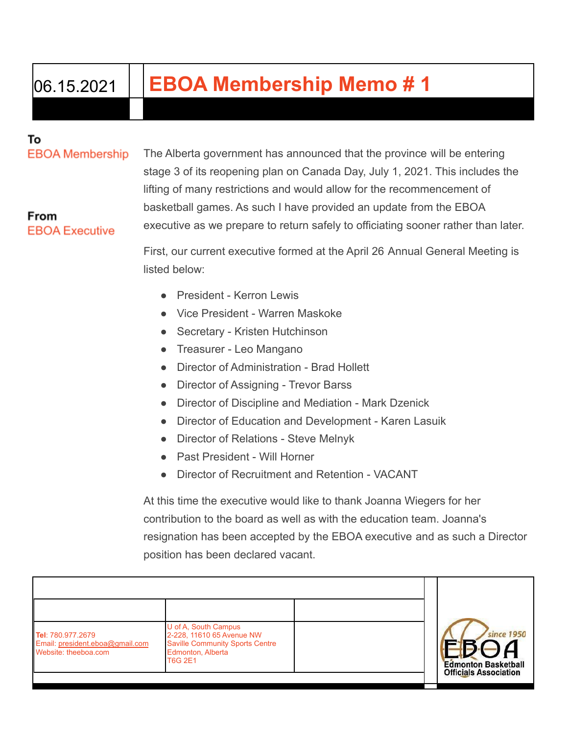06.15.2021

# EBOA Membership Memo # 1

**To**
EBOA Membership

**From**
EBOA Executive

The Alberta government has announced that the province will be entering stage 3 of its reopening plan on Canada Day, July 1, 2021. This includes the lifting of many restrictions and would allow for the recommencement of basketball games. As such I have provided an update from the EBOA executive as we prepare to return safely to officiating sooner rather than later.

First, our current executive formed at the April 26 Annual General Meeting is listed below:

- President - Kerron Lewis
- Vice President - Warren Maskoke
- Secretary - Kristen Hutchinson
- Treasurer - Leo Mangano
- Director of Administration - Brad Hollett
- Director of Assigning - Trevor Barss
- Director of Discipline and Mediation - Mark Dzenick
- Director of Education and Development - Karen Lasuik
- Director of Relations - Steve Melnyk
- Past President - Will Horner
- Director of Recruitment and Retention - VACANT

At this time the executive would like to thank Joanna Wiegers for her contribution to the board as well as with the education team. Joanna's resignation has been accepted by the EBOA executive and as such a Director position has been declared vacant.

| | |
|---|---|
| **Tel**: 780.977.2679<br>Email: president.eboa@gmail.com<br>Website: theeboa.com | U of A, South Campus<br>2-228, 11610 65 Avenue NW<br>Saville Community Sports Centre<br>Edmonton, Alberta<br>T6G 2E1 |

since 1950
EBOA
Edmonton Basketball Officials Association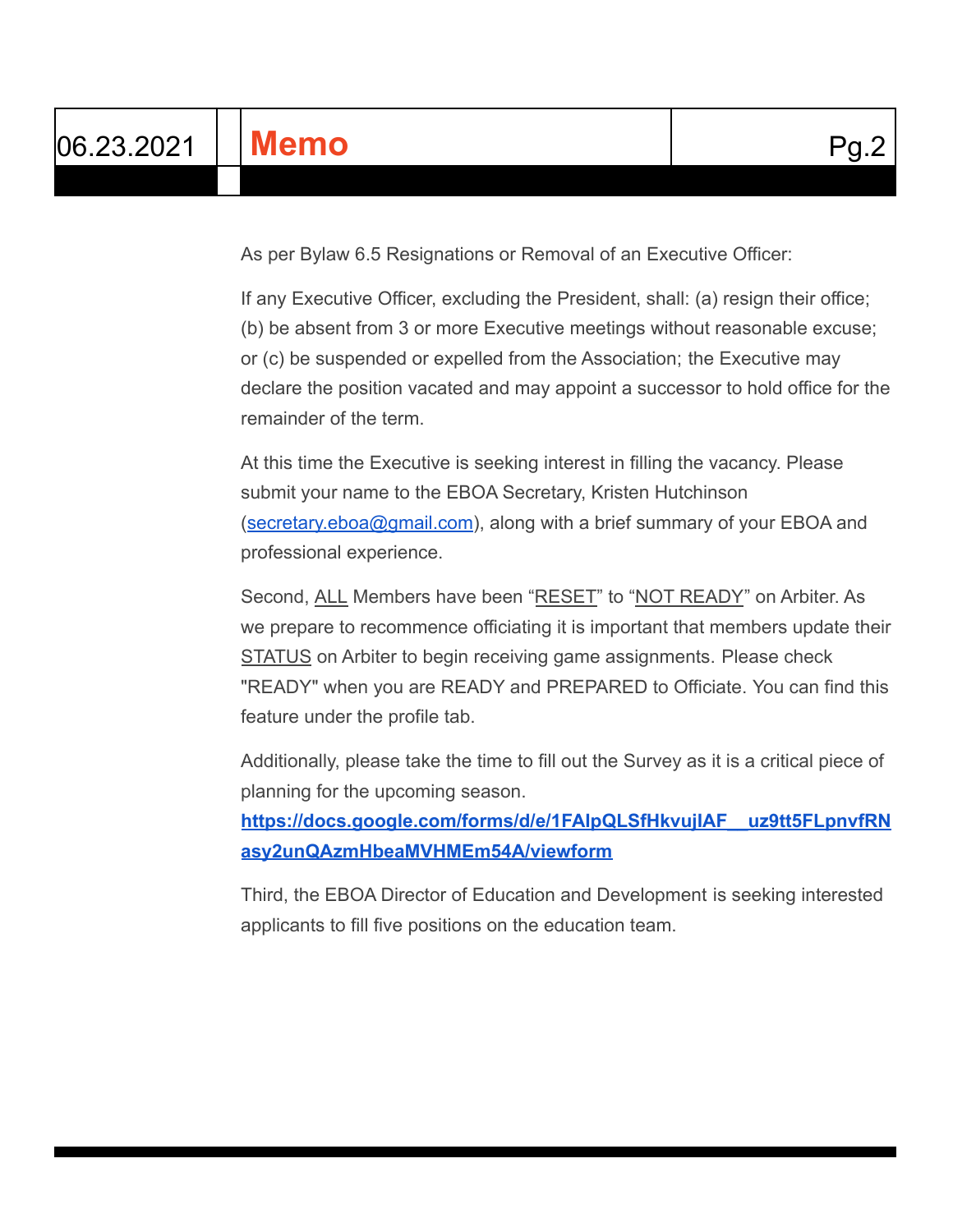As per Bylaw 6.5 Resignations or Removal of an Executive Officer:

If any Executive Officer, excluding the President, shall: (a) resign their office; (b) be absent from 3 or more Executive meetings without reasonable excuse; or (c) be suspended or expelled from the Association; the Executive may declare the position vacated and may appoint a successor to hold office for the remainder of the term.

At this time the Executive is seeking interest in filling the vacancy. Please submit your name to the EBOA Secretary, Kristen Hutchinson (secretary.eboa@gmail.com), along with a brief summary of your EBOA and professional experience.

Second, ALL Members have been "RESET" to "NOT READY" on Arbiter. As we prepare to recommence officiating it is important that members update their STATUS on Arbiter to begin receiving game assignments. Please check "READY" when you are READY and PREPARED to Officiate. You can find this feature under the profile tab.

Additionally, please take the time to fill out the Survey as it is a critical piece of planning for the upcoming season.
**https://docs.google.com/forms/d/e/1FAIpQLSfHkvujIAF__uz9tt5FLpnvfRNasy2unQAzmHbeaMVHMEm54A/viewform**

Third, the EBOA Director of Education and Development is seeking interested applicants to fill five positions on the education team.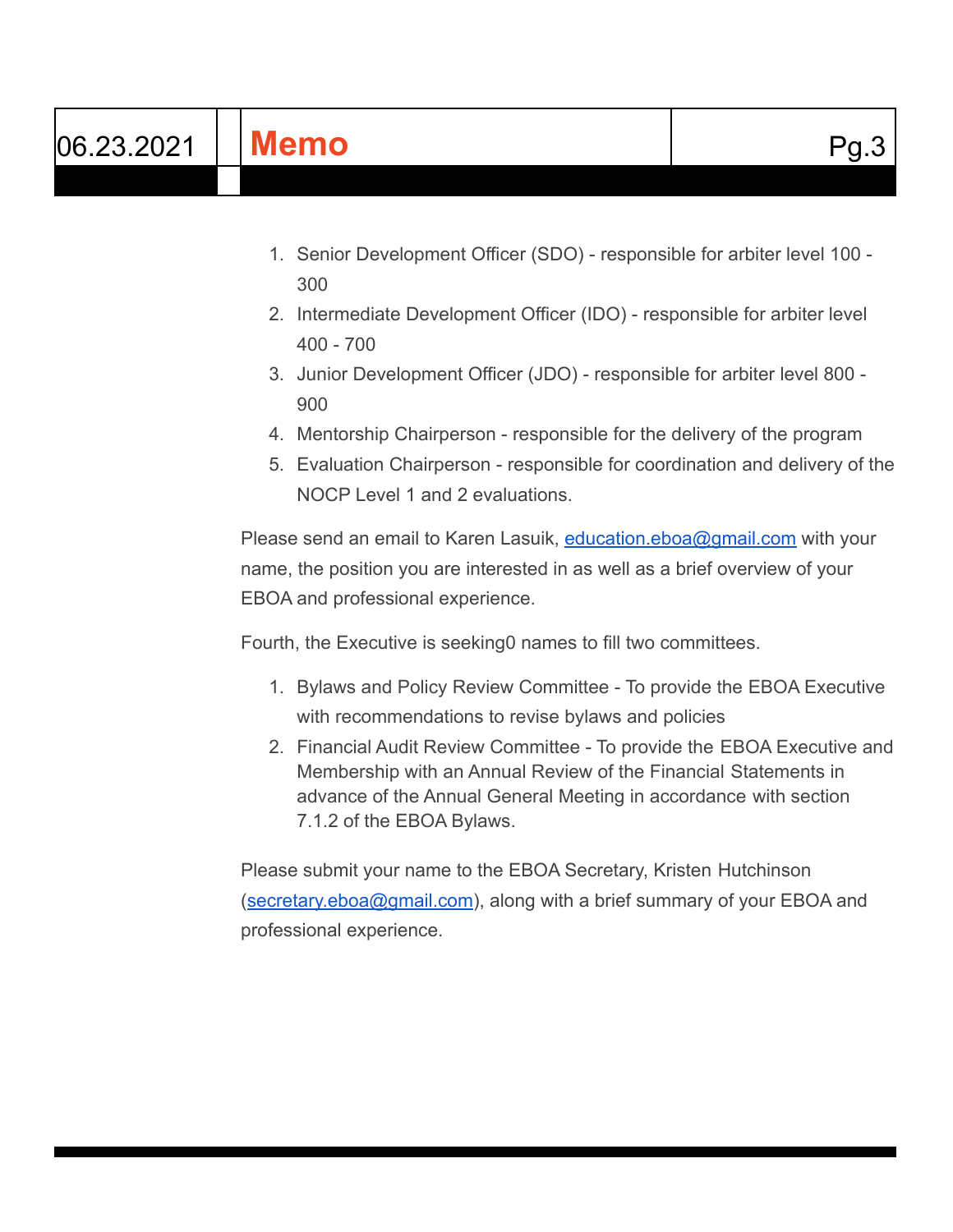1. Senior Development Officer (SDO) - responsible for arbiter level 100 - 300
2. Intermediate Development Officer (IDO) - responsible for arbiter level 400 - 700
3. Junior Development Officer (JDO) - responsible for arbiter level 800 - 900
4. Mentorship Chairperson - responsible for the delivery of the program
5. Evaluation Chairperson - responsible for coordination and delivery of the NOCP Level 1 and 2 evaluations.

Please send an email to Karen Lasuik, [education.eboa@gmail.com](mailto:education.eboa@gmail.com) with your name, the position you are interested in as well as a brief overview of your EBOA and professional experience.

Fourth, the Executive is seeking0 names to fill two committees.

1. Bylaws and Policy Review Committee - To provide the EBOA Executive with recommendations to revise bylaws and policies
2. Financial Audit Review Committee - To provide the EBOA Executive and Membership with an Annual Review of the Financial Statements in advance of the Annual General Meeting in accordance with section 7.1.2 of the EBOA Bylaws.

Please submit your name to the EBOA Secretary, Kristen Hutchinson ([secretary.eboa@gmail.com](mailto:secretary.eboa@gmail.com)), along with a brief summary of your EBOA and professional experience.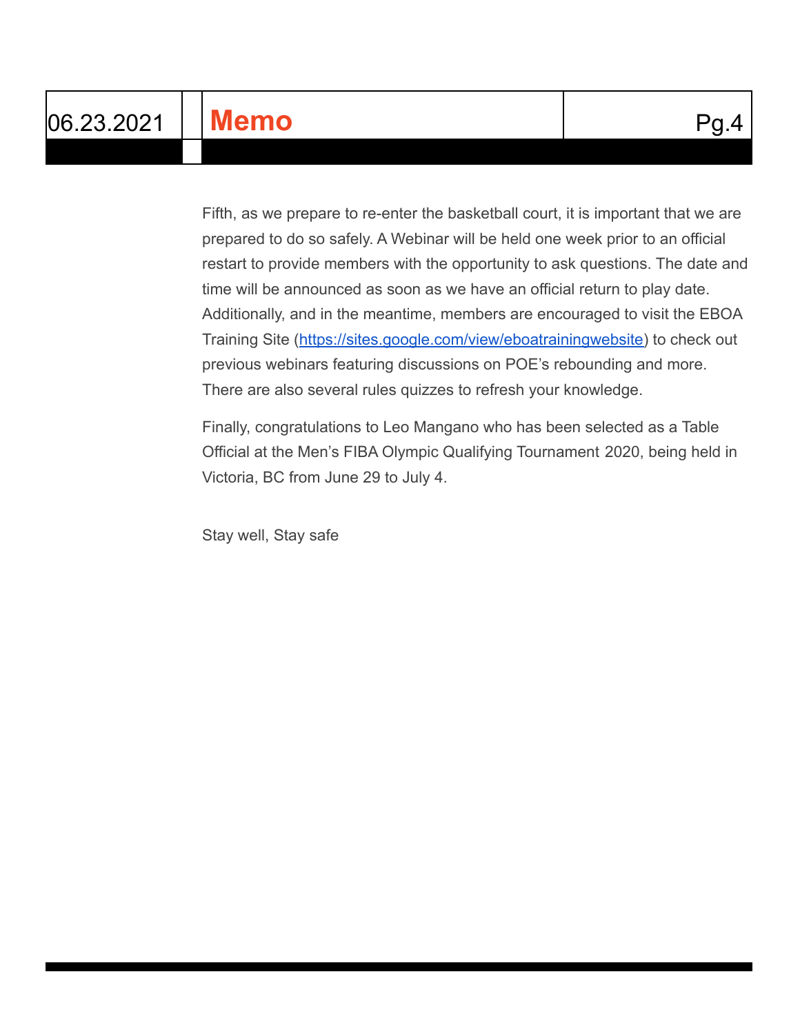Fifth, as we prepare to re-enter the basketball court, it is important that we are prepared to do so safely. A Webinar will be held one week prior to an official restart to provide members with the opportunity to ask questions. The date and time will be announced as soon as we have an official return to play date. Additionally, and in the meantime, members are encouraged to visit the EBOA Training Site (https://sites.google.com/view/eboatrainingwebsite) to check out previous webinars featuring discussions on POE's rebounding and more. There are also several rules quizzes to refresh your knowledge.

Finally, congratulations to Leo Mangano who has been selected as a Table Official at the Men's FIBA Olympic Qualifying Tournament 2020, being held in Victoria, BC from June 29 to July 4.

Stay well, Stay safe